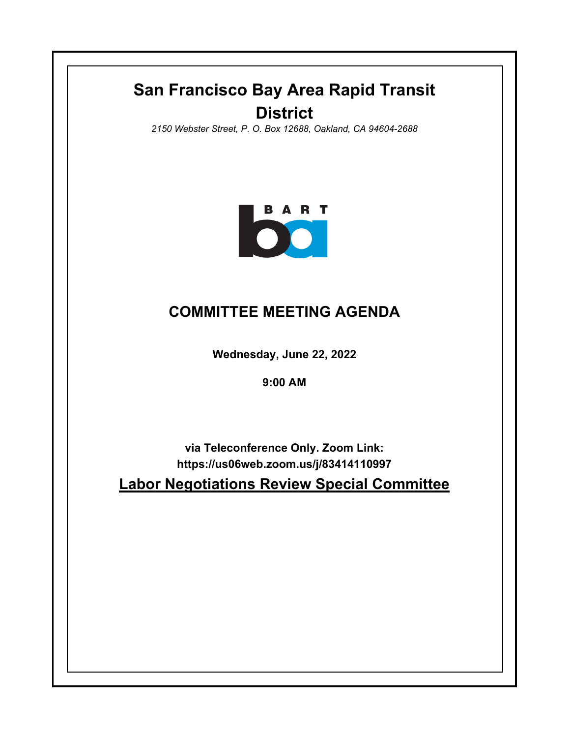# San Francisco Bay Area Rapid Transit District

*2150 Webster Street, P. O. Box 12688, Oakland, CA 94604-2688*

## COMMITTEE MEETING AGENDA

**Wednesday, June 22, 2022**

**9:00 AM**

**via Teleconference Only. Zoom Link: https://us06web.zoom.us/j/83414110997**

## Labor Negotiations Review Special Committee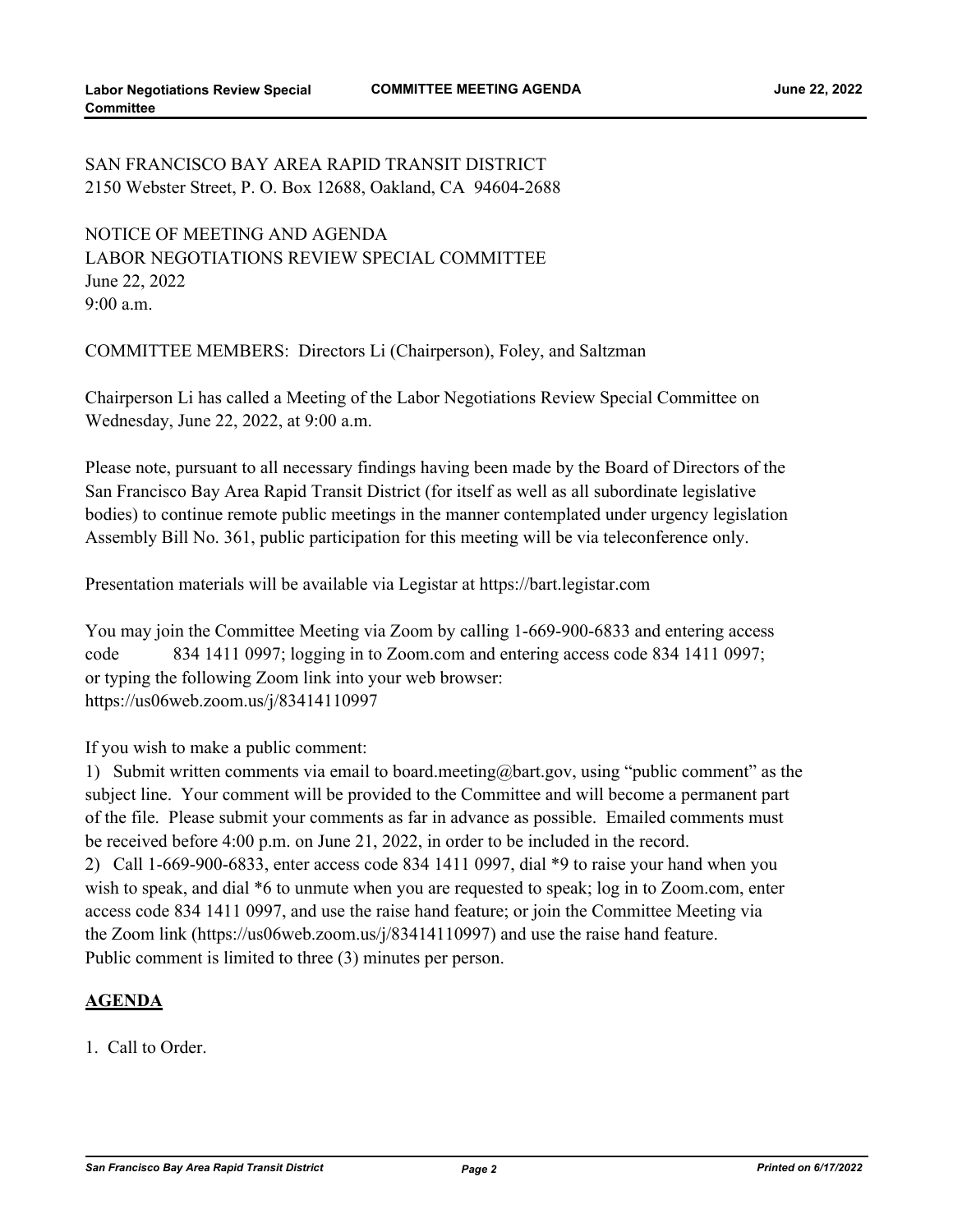SAN FRANCISCO BAY AREA RAPID TRANSIT DISTRICT
2150 Webster Street, P. O. Box 12688, Oakland, CA 94604-2688

NOTICE OF MEETING AND AGENDA
LABOR NEGOTIATIONS REVIEW SPECIAL COMMITTEE
June 22, 2022
9:00 a.m.

COMMITTEE MEMBERS: Directors Li (Chairperson), Foley, and Saltzman

Chairperson Li has called a Meeting of the Labor Negotiations Review Special Committee on Wednesday, June 22, 2022, at 9:00 a.m.

Please note, pursuant to all necessary findings having been made by the Board of Directors of the San Francisco Bay Area Rapid Transit District (for itself as well as all subordinate legislative bodies) to continue remote public meetings in the manner contemplated under urgency legislation Assembly Bill No. 361, public participation for this meeting will be via teleconference only.

Presentation materials will be available via Legistar at https://bart.legistar.com

You may join the Committee Meeting via Zoom by calling 1-669-900-6833 and entering access code 834 1411 0997; logging in to Zoom.com and entering access code 834 1411 0997; or typing the following Zoom link into your web browser:
https://us06web.zoom.us/j/83414110997

If you wish to make a public comment:

1) Submit written comments via email to board.meeting@bart.gov, using "public comment" as the subject line. Your comment will be provided to the Committee and will become a permanent part of the file. Please submit your comments as far in advance as possible. Emailed comments must be received before 4:00 p.m. on June 21, 2022, in order to be included in the record.

2) Call 1-669-900-6833, enter access code 834 1411 0997, dial *9 to raise your hand when you wish to speak, and dial *6 to unmute when you are requested to speak; log in to Zoom.com, enter access code 834 1411 0997, and use the raise hand feature; or join the Committee Meeting via the Zoom link (https://us06web.zoom.us/j/83414110997) and use the raise hand feature.

Public comment is limited to three (3) minutes per person.

## AGENDA

1. Call to Order.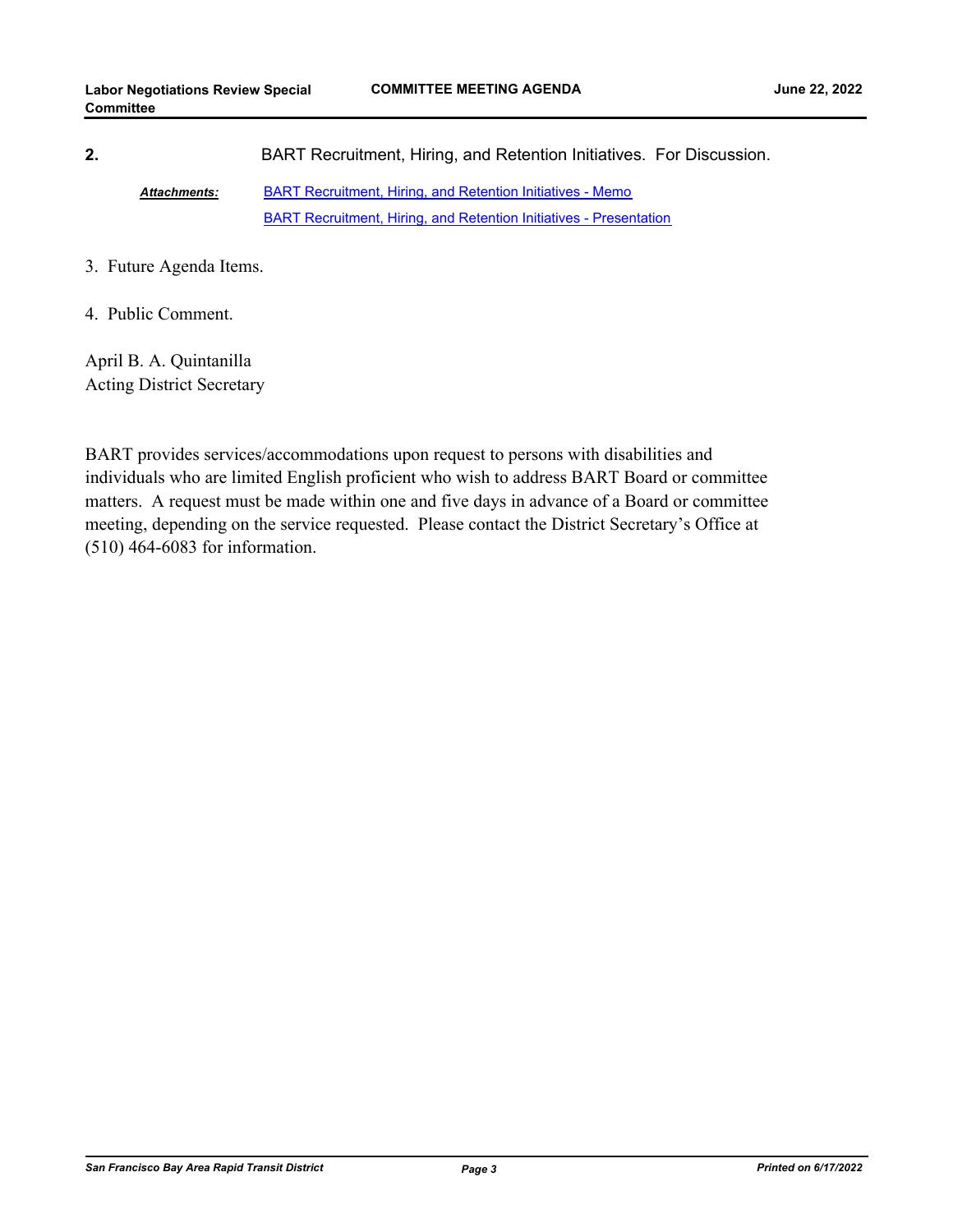**2.** BART Recruitment, Hiring, and Retention Initiatives. For Discussion.

***Attachments:*** BART Recruitment, Hiring, and Retention Initiatives - Memo
BART Recruitment, Hiring, and Retention Initiatives - Presentation

3. Future Agenda Items.

4. Public Comment.

April B. A. Quintanilla
Acting District Secretary

BART provides services/accommodations upon request to persons with disabilities and individuals who are limited English proficient who wish to address BART Board or committee matters. A request must be made within one and five days in advance of a Board or committee meeting, depending on the service requested. Please contact the District Secretary's Office at (510) 464-6083 for information.